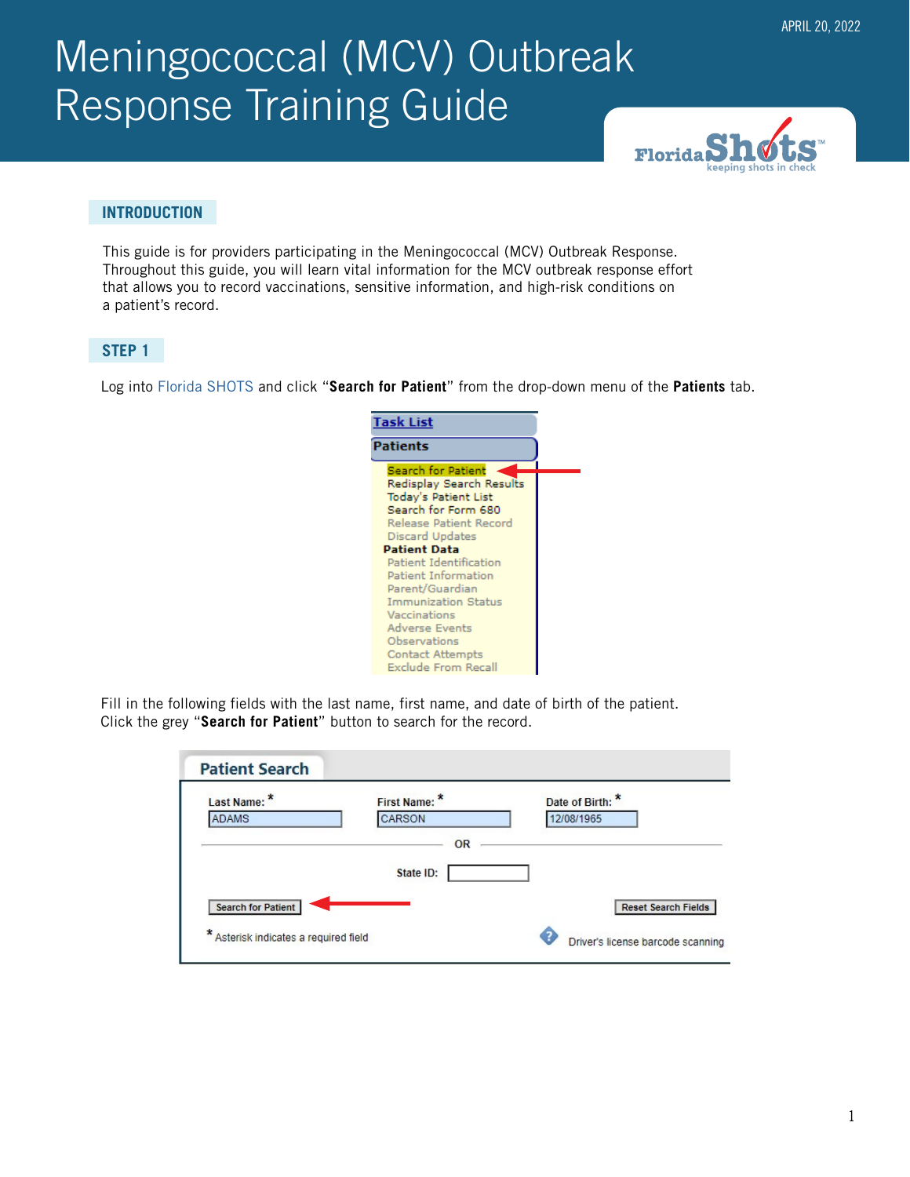# Meningococcal (MCV) Outbreak Response Training Guide

APRIL 20, 2022

## INTRODUCTION

This guide is for providers participating in the Meningococcal (MCV) Outbreak Response. Throughout this guide, you will learn vital information for the MCV outbreak response effort that allows you to record vaccinations, sensitive information, and high-risk conditions on a patient's record.

## STEP 1

Log into Florida SHOTS and click "**Search for Patient**" from the drop-down menu of the **Patients** tab.

Fill in the following fields with the last name, first name, and date of birth of the patient. Click the grey "**Search for Patient**" button to search for the record.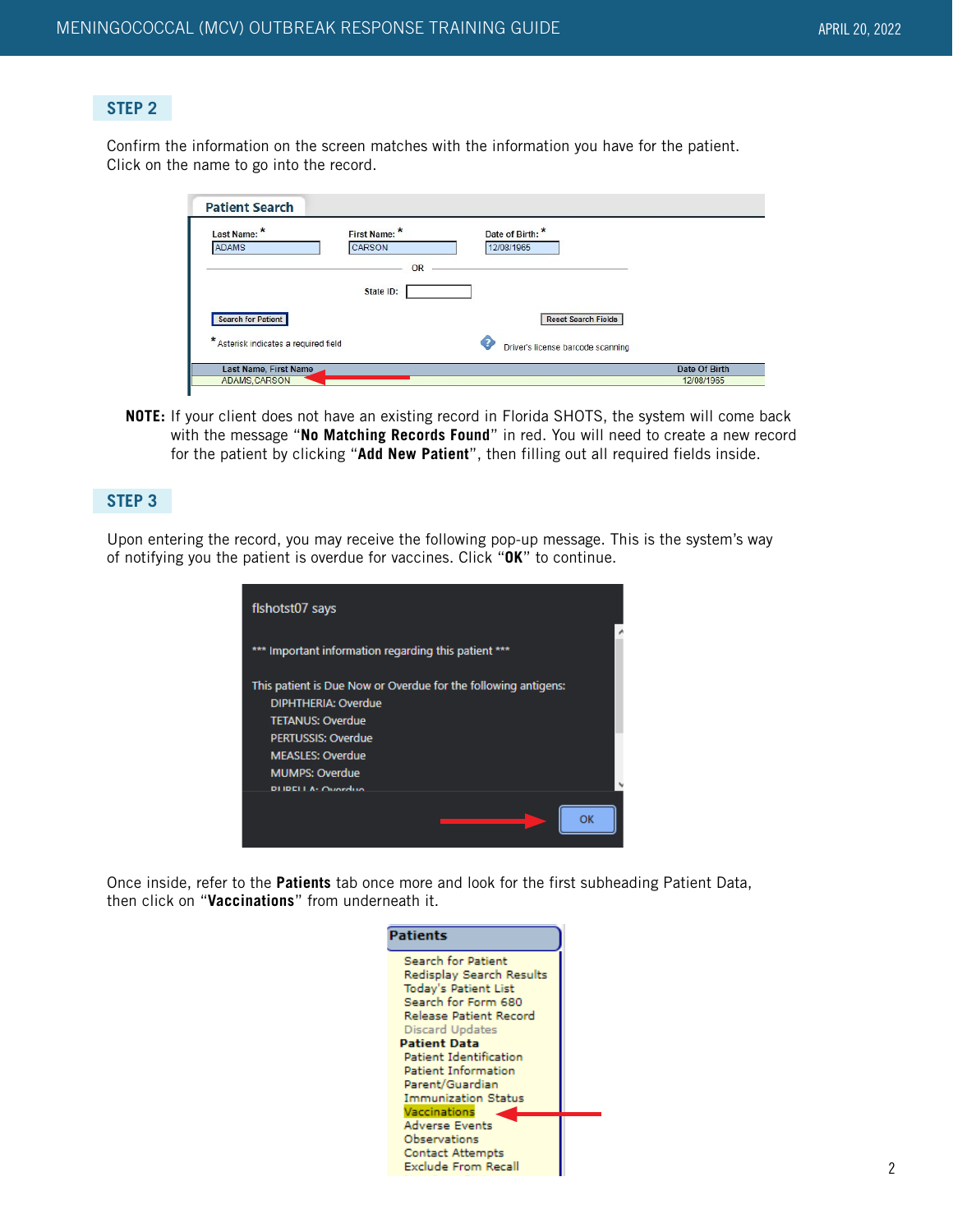## STEP 2

Confirm the information on the screen matches with the information you have for the patient. Click on the name to go into the record.

**NOTE:** If your client does not have an existing record in Florida SHOTS, the system will come back with the message "**No Matching Records Found**" in red. You will need to create a new record for the patient by clicking "**Add New Patient**", then filling out all required fields inside.

## STEP 3

Upon entering the record, you may receive the following pop-up message. This is the system's way of notifying you the patient is overdue for vaccines. Click "**OK**" to continue.

Once inside, refer to the **Patients** tab once more and look for the first subheading Patient Data, then click on "**Vaccinations**" from underneath it.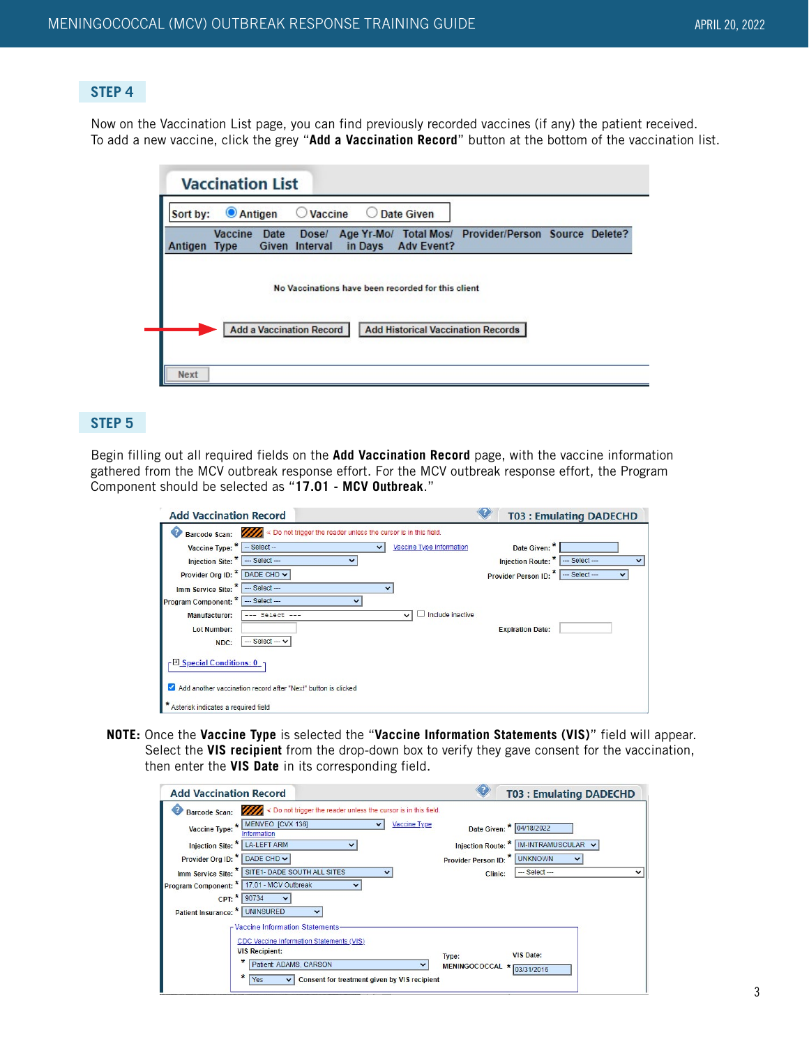## STEP 4

Now on the Vaccination List page, you can find previously recorded vaccines (if any) the patient received. To add a new vaccine, click the grey "**Add a Vaccination Record**" button at the bottom of the vaccination list.

## STEP 5

Begin filling out all required fields on the **Add Vaccination Record** page, with the vaccine information gathered from the MCV outbreak response effort. For the MCV outbreak response effort, the Program Component should be selected as "**17.01 - MCV Outbreak**."

**NOTE:** Once the **Vaccine Type** is selected the "**Vaccine Information Statements (VIS)**" field will appear. Select the **VIS recipient** from the drop-down box to verify they gave consent for the vaccination, then enter the **VIS Date** in its corresponding field.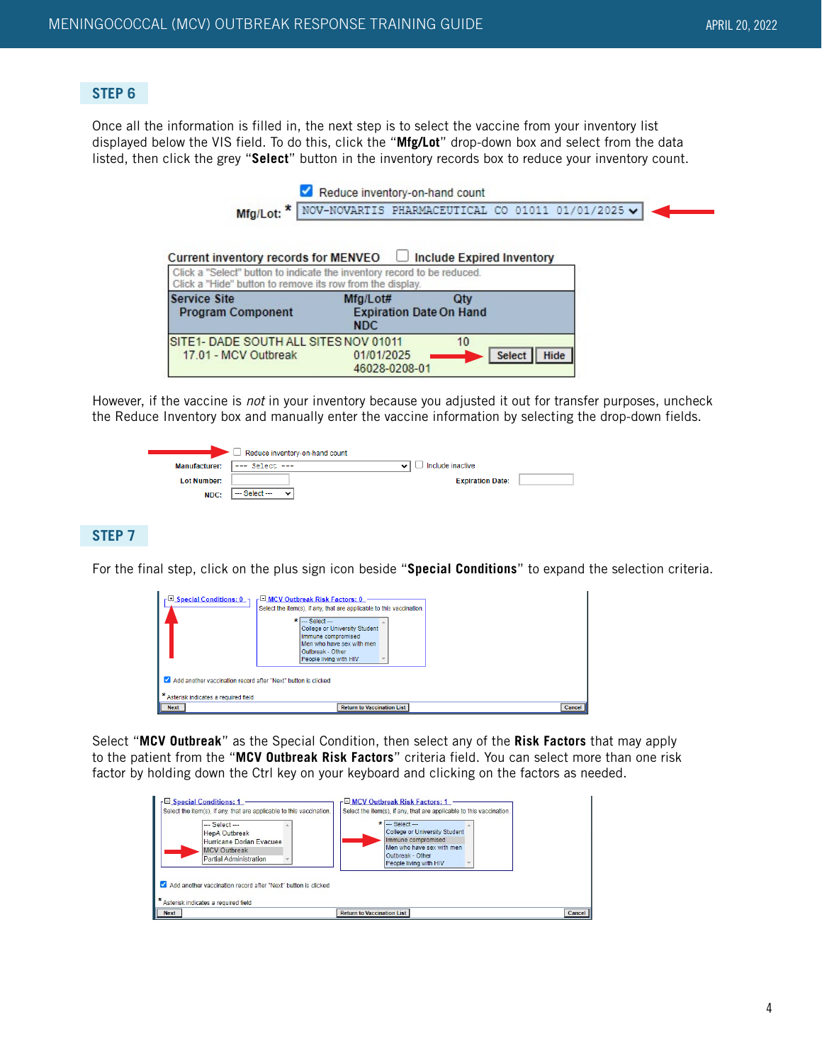## STEP 6

Once all the information is filled in, the next step is to select the vaccine from your inventory list displayed below the VIS field. To do this, click the "**Mfg/Lot**" drop-down box and select from the data listed, then click the grey "**Select**" button in the inventory records box to reduce your inventory count.

☑ Reduce inventory-on-hand count

Mfg/Lot: * NOV-NOVARTIS PHARMACEUTICAL CO 01011 01/01/2025

Current inventory records for MENVEO ☐ Include Expired Inventory

Click a "Select" button to indicate the inventory record to be reduced.
Click a "Hide" button to remove its row from the display.

| Service Site / Program Component | Mfg/Lot# / Expiration Date / NDC | Qty On Hand | |
|---|---|---|---|
| SITE1- DADE SOUTH ALL SITES / 17.01 - MCV Outbreak | NOV 01011 / 01/01/2025 / 46028-0208-01 | 10 | Select Hide |

However, if the vaccine is *not* in your inventory because you adjusted it out for transfer purposes, uncheck the Reduce Inventory box and manually enter the vaccine information by selecting the drop-down fields.

☐ Reduce inventory-on-hand count

Manufacturer: --- Select --- ☐ Include inactive

Lot Number: Expiration Date:

NDC: --- Select ---

## STEP 7

For the final step, click on the plus sign icon beside "**Special Conditions**" to expand the selection criteria.

Special Conditions: 0

MCV Outbreak Risk Factors: 0
Select the item(s), if any, that are applicable to this vaccination.
* --- Select ---
College or University Student
Immune compromised
Men who have sex with men
Outbreak - Other
People living with HIV

☑ Add another vaccination record after "Next" button is clicked

* Asterisk indicates a required field

Next | Return to Vaccination List | Cancel

Select "**MCV Outbreak**" as the Special Condition, then select any of the **Risk Factors** that may apply to the patient from the "**MCV Outbreak Risk Factors**" criteria field. You can select more than one risk factor by holding down the Ctrl key on your keyboard and clicking on the factors as needed.

Special Conditions: 1
Select the item(s), if any, that are applicable to this vaccination.
--- Select ---
HepA Outbreak
Hurricane Dorian Evacuee
MCV Outbreak
Partial Administration

MCV Outbreak Risk Factors: 1
Select the item(s), if any, that are applicable to this vaccination.
* --- Select ---
College or University Student
Immune compromised
Men who have sex with men
Outbreak - Other
People living with HIV

☑ Add another vaccination record after "Next" button is clicked

* Asterisk indicates a required field

Next | Return to Vaccination List | Cancel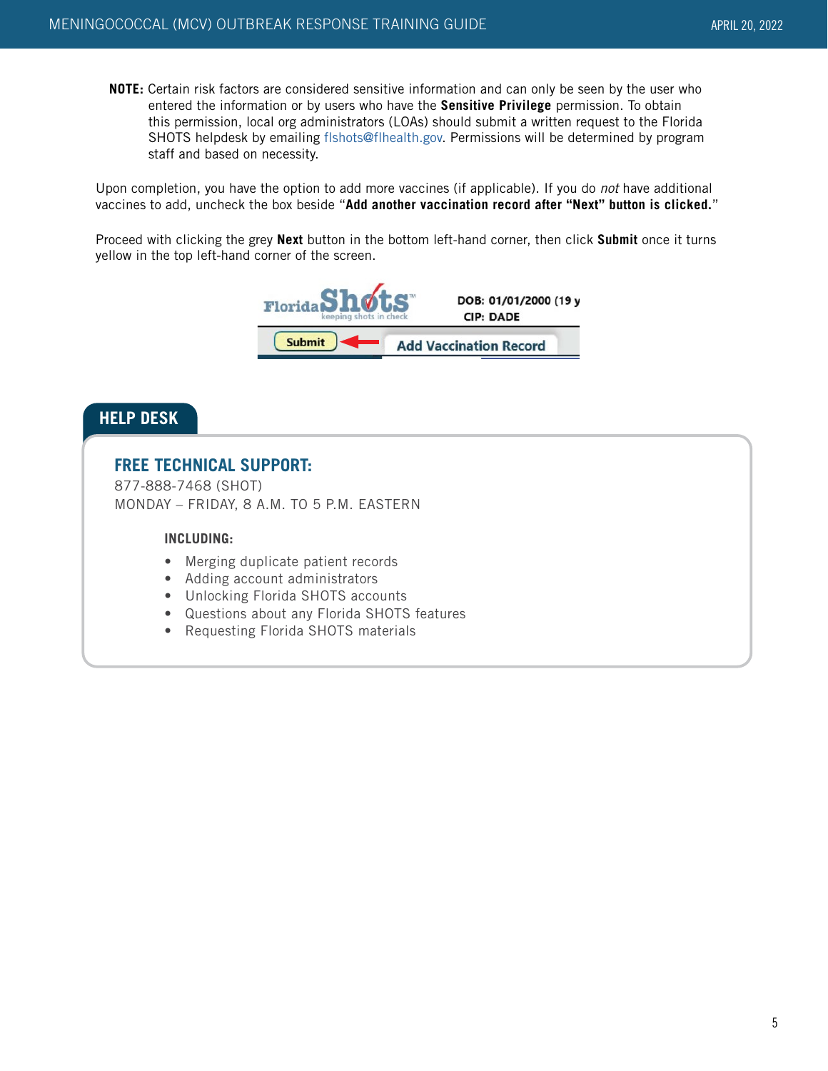**NOTE:** Certain risk factors are considered sensitive information and can only be seen by the user who entered the information or by users who have the **Sensitive Privilege** permission. To obtain this permission, local org administrators (LOAs) should submit a written request to the Florida SHOTS helpdesk by emailing flshots@flhealth.gov. Permissions will be determined by program staff and based on necessity.

Upon completion, you have the option to add more vaccines (if applicable). If you do *not* have additional vaccines to add, uncheck the box beside "**Add another vaccination record after "Next" button is clicked.**"

Proceed with clicking the grey **Next** button in the bottom left-hand corner, then click **Submit** once it turns yellow in the top left-hand corner of the screen.

## HELP DESK

### FREE TECHNICAL SUPPORT:

877-888-7468 (SHOT)
MONDAY – FRIDAY, 8 A.M. TO 5 P.M. EASTERN

**INCLUDING:**

- Merging duplicate patient records
- Adding account administrators
- Unlocking Florida SHOTS accounts
- Questions about any Florida SHOTS features
- Requesting Florida SHOTS materials